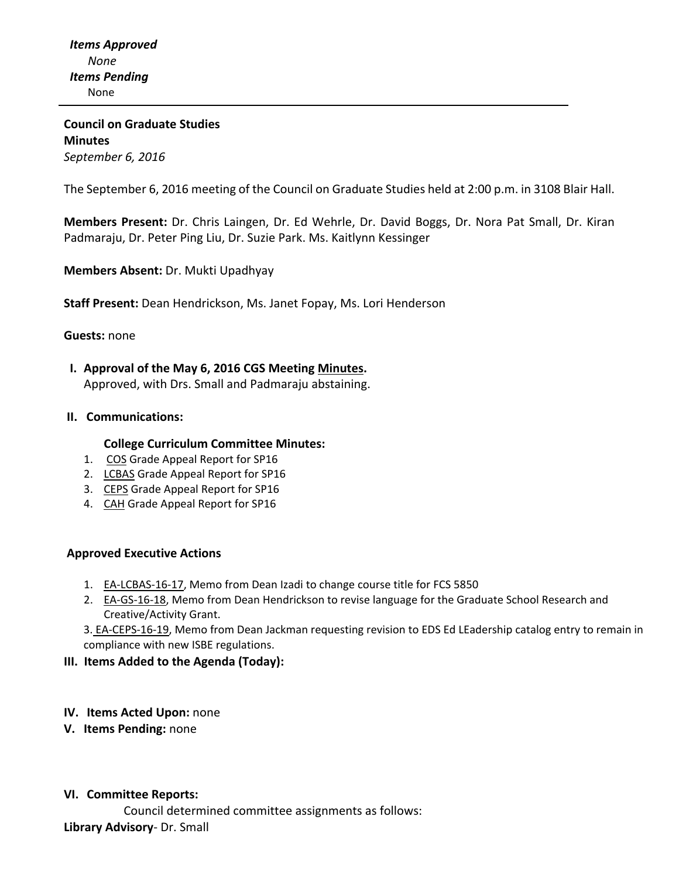***Items Approved***

*None*

***Items Pending***

None

---

**Council on Graduate Studies**
**Minutes**
*September 6, 2016*

The September 6, 2016 meeting of the Council on Graduate Studies held at 2:00 p.m. in 3108 Blair Hall.

**Members Present:** Dr. Chris Laingen, Dr. Ed Wehrle, Dr. David Boggs, Dr. Nora Pat Small, Dr. Kiran Padmaraju, Dr. Peter Ping Liu, Dr. Suzie Park. Ms. Kaitlynn Kessinger

**Members Absent:** Dr. Mukti Upadhyay

**Staff Present:** Dean Hendrickson, Ms. Janet Fopay, Ms. Lori Henderson

**Guests:** none

**I. Approval of the May 6, 2016 CGS Meeting Minutes.**
Approved, with Drs. Small and Padmaraju abstaining.

**II. Communications:**

**College Curriculum Committee Minutes:**

1. COS Grade Appeal Report for SP16
2. LCBAS Grade Appeal Report for SP16
3. CEPS Grade Appeal Report for SP16
4. CAH Grade Appeal Report for SP16

**Approved Executive Actions**

1. EA-LCBAS-16-17, Memo from Dean Izadi to change course title for FCS 5850
2. EA-GS-16-18, Memo from Dean Hendrickson to revise language for the Graduate School Research and Creative/Activity Grant.
3. EA-CEPS-16-19, Memo from Dean Jackman requesting revision to EDS Ed LEadership catalog entry to remain in compliance with new ISBE regulations.

**III. Items Added to the Agenda (Today):**

**IV. Items Acted Upon:** none

**V. Items Pending:** none

**VI. Committee Reports:**

Council determined committee assignments as follows:

**Library Advisory**- Dr. Small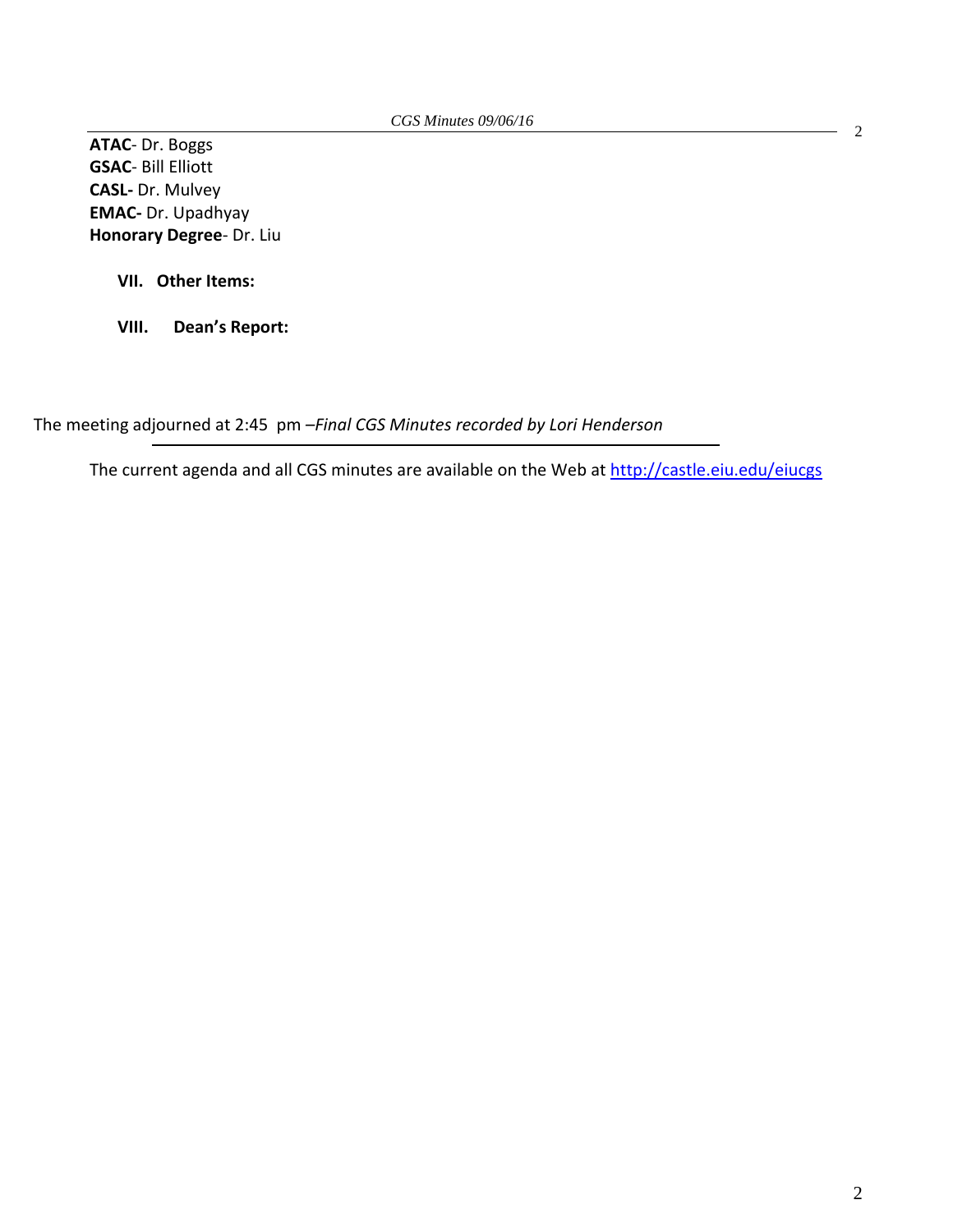**ATAC**- Dr. Boggs
**GSAC**- Bill Elliott
**CASL-** Dr. Mulvey
**EMAC-** Dr. Upadhyay
**Honorary Degree**- Dr. Liu

**VII. Other Items:**

**VIII. Dean's Report:**

The meeting adjourned at 2:45 pm –*Final CGS Minutes recorded by Lori Henderson*

---

The current agenda and all CGS minutes are available on the Web at http://castle.eiu.edu/eiucgs